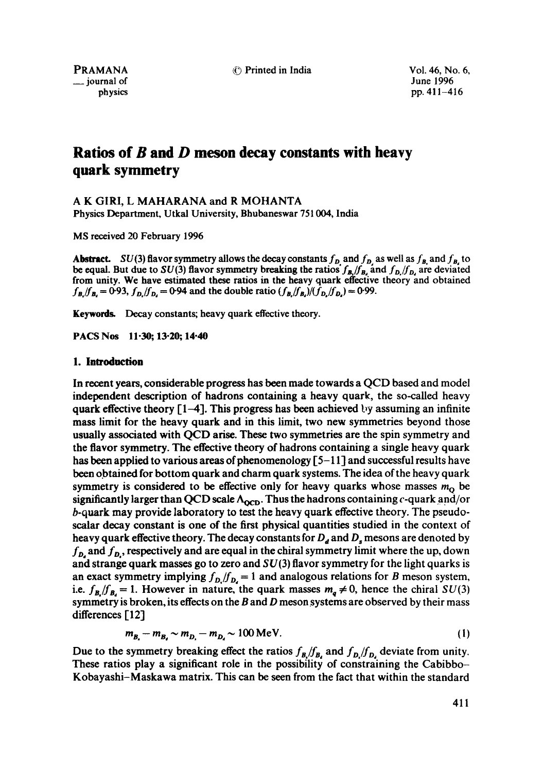# Ratios of $B$ and $D$ meson decay constants with heavy quark symmetry

A K GIRI, L MAHARANA and R MOHANTA

Physics Department, Utkal University, Bhubaneswar 751 004, India

MS received 20 February 1996

**Abstract.** $SU(3)$ flavor symmetry allows the decay constants $f_{D_s}$ and $f_{D_d}$ as well as $f_{B_s}$ and $f_{B_d}$ to be equal. But due to $SU(3)$ flavor symmetry breaking the ratios $f_{B_s}/f_{B_d}$ and $f_{D_s}/f_{D_d}$ are deviated from unity. We have estimated these ratios in the heavy quark effective theory and obtained $f_{B_s}/f_{B_d} = 0{\cdot}93$, $f_{D_s}/f_{D_d} = 0{\cdot}94$ and the double ratio $(f_{B_s}/f_{B_d})/(f_{D_s}/f_{D_d}) = 0{\cdot}99$.

**Keywords.** Decay constants; heavy quark effective theory.

**PACS Nos** 11·30; 13·20; 14·40

## 1. Introduction

In recent years, considerable progress has been made towards a QCD based and model independent description of hadrons containing a heavy quark, the so-called heavy quark effective theory [1–4]. This progress has been achieved by assuming an infinite mass limit for the heavy quark and in this limit, two new symmetries beyond those usually associated with QCD arise. These two symmetries are the spin symmetry and the flavor symmetry. The effective theory of hadrons containing a single heavy quark has been applied to various areas of phenomenology [5–11] and successful results have been obtained for bottom quark and charm quark systems. The idea of the heavy quark symmetry is considered to be effective only for heavy quarks whose masses $m_Q$ be significantly larger than QCD scale $\Lambda_{QCD}$. Thus the hadrons containing $c$-quark and/or $b$-quark may provide laboratory to test the heavy quark effective theory. The pseudoscalar decay constant is one of the first physical quantities studied in the context of heavy quark effective theory. The decay constants for $D_d$ and $D_s$ mesons are denoted by $f_{D_d}$ and $f_{D_s}$, respectively and are equal in the chiral symmetry limit where the up, down and strange quark masses go to zero and $SU(3)$ flavor symmetry for the light quarks is an exact symmetry implying $f_{D_s}/f_{D_d} = 1$ and analogous relations for $B$ meson system, i.e. $f_{B_s}/f_{B_d} = 1$. However in nature, the quark masses $m_q \neq 0$, hence the chiral $SU(3)$ symmetry is broken, its effects on the $B$ and $D$ meson systems are observed by their mass differences [12]

$$m_{B_s} - m_{B_d} \sim m_{D_s} - m_{D_d} \sim 100\,\mathrm{MeV}. \tag{1}$$

Due to the symmetry breaking effect the ratios $f_{B_s}/f_{B_d}$ and $f_{D_s}/f_{D_d}$ deviate from unity. These ratios play a significant role in the possibility of constraining the Cabibbo–Kobayashi–Maskawa matrix. This can be seen from the fact that within the standard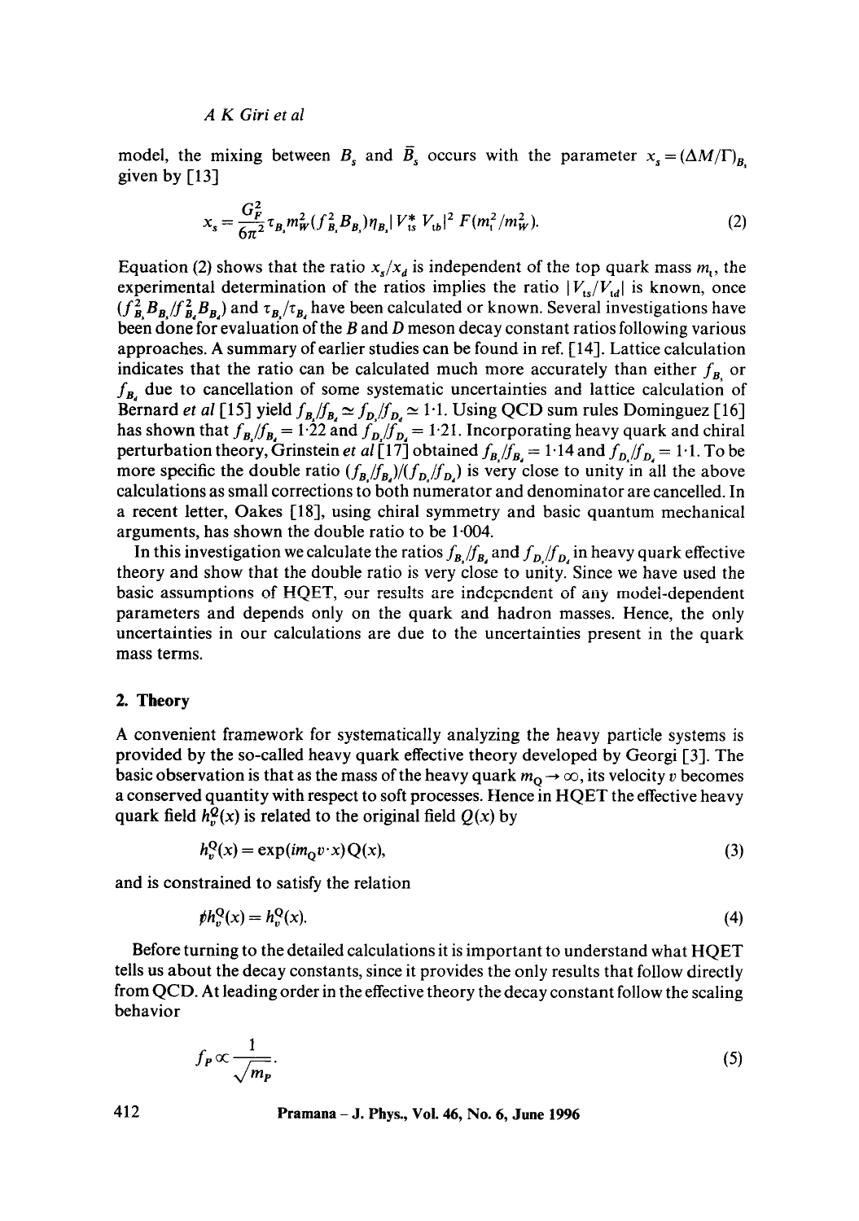model, the mixing between $B_s$ and $\bar{B}_s$ occurs with the parameter $x_s = (\Delta M/\Gamma)_{B_s}$ given by [13]

$$x_s = \frac{G_F^2}{6\pi^2} \tau_{B_s} m_W^2 (f_{B_s}^2 B_{B_s}) \eta_{B_s} |V_{ts}^* V_{tb}|^2 F(m_t^2/m_W^2). \tag{2}$$

Equation (2) shows that the ratio $x_s/x_d$ is independent of the top quark mass $m_t$, the experimental determination of the ratios implies the ratio $|V_{ts}/V_{td}|$ is known, once $(f_{B_s}^2 B_{B_s}/f_{B_d}^2 B_{B_d})$ and $\tau_{B_s}/\tau_{B_d}$ have been calculated or known. Several investigations have been done for evaluation of the $B$ and $D$ meson decay constant ratios following various approaches. A summary of earlier studies can be found in ref. [14]. Lattice calculation indicates that the ratio can be calculated much more accurately than either $f_{B_s}$ or $f_{B_d}$ due to cancellation of some systematic uncertainties and lattice calculation of Bernard *et al* [15] yield $f_{B_s}/f_{B_d} \simeq f_{D_s}/f_{D_d} \simeq 1{\cdot}1$. Using QCD sum rules Dominguez [16] has shown that $f_{B_s}/f_{B_d} = 1{\cdot}22$ and $f_{D_s}/f_{D_d} = 1{\cdot}21$. Incorporating heavy quark and chiral perturbation theory, Grinstein *et al* [17] obtained $f_{B_s}/f_{B_d} = 1{\cdot}14$ and $f_{D_s}/f_{D_d} = 1{\cdot}1$. To be more specific the double ratio $(f_{B_s}/f_{B_d})/(f_{D_s}/f_{D_d})$ is very close to unity in all the above calculations as small corrections to both numerator and denominator are cancelled. In a recent letter, Oakes [18], using chiral symmetry and basic quantum mechanical arguments, has shown the double ratio to be $1{\cdot}004$.

In this investigation we calculate the ratios $f_{B_s}/f_{B_d}$ and $f_{D_s}/f_{D_d}$ in heavy quark effective theory and show that the double ratio is very close to unity. Since we have used the basic assumptions of HQET, our results are independent of any model-dependent parameters and depends only on the quark and hadron masses. Hence, the only uncertainties in our calculations are due to the uncertainties present in the quark mass terms.

## 2. Theory

A convenient framework for systematically analyzing the heavy particle systems is provided by the so-called heavy quark effective theory developed by Georgi [3]. The basic observation is that as the mass of the heavy quark $m_Q \to \infty$, its velocity $v$ becomes a conserved quantity with respect to soft processes. Hence in HQET the effective heavy quark field $h_v^Q(x)$ is related to the original field $Q(x)$ by

$$h_v^Q(x) = \exp(i m_Q v \cdot x) Q(x), \tag{3}$$

and is constrained to satisfy the relation

$$\not{v} h_v^Q(x) = h_v^Q(x). \tag{4}$$

Before turning to the detailed calculations it is important to understand what HQET tells us about the decay constants, since it provides the only results that follow directly from QCD. At leading order in the effective theory the decay constant follow the scaling behavior

$$f_P \propto \frac{1}{\sqrt{m_P}}. \tag{5}$$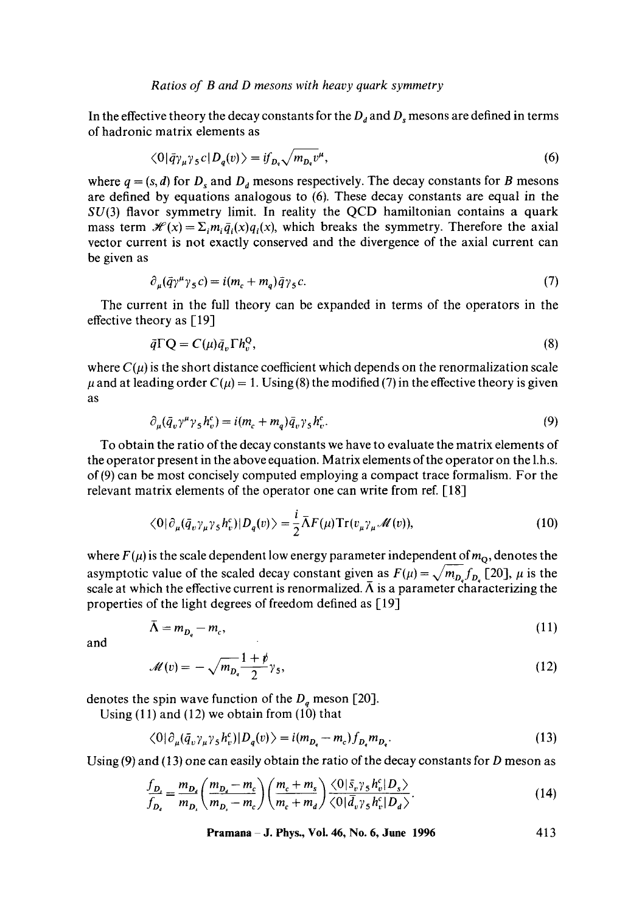In the effective theory the decay constants for the $D_d$ and $D_s$ mesons are defined in terms of hadronic matrix elements as

$$\langle 0|\bar{q}\gamma_\mu\gamma_5 c|D_q(v)\rangle = if_{D_q}\sqrt{m_{D_q}}v^\mu, \tag{6}$$

where $q = (s, d)$ for $D_s$ and $D_d$ mesons respectively. The decay constants for $B$ mesons are defined by equations analogous to (6). These decay constants are equal in the $SU(3)$ flavor symmetry limit. In reality the QCD hamiltonian contains a quark mass term $\mathscr{H}(x) = \Sigma_i m_i \bar{q}_i(x) q_i(x)$, which breaks the symmetry. Therefore the axial vector current is not exactly conserved and the divergence of the axial current can be given as

$$\partial_\mu(\bar{q}\gamma^\mu\gamma_5 c) = i(m_c + m_q)\bar{q}\gamma_5 c. \tag{7}$$

The current in the full theory can be expanded in terms of the operators in the effective theory as [19]

$$\bar{q}\Gamma Q = C(\mu)\bar{q}_v\Gamma h_v^Q, \tag{8}$$

where $C(\mu)$ is the short distance coefficient which depends on the renormalization scale $\mu$ and at leading order $C(\mu) = 1$. Using (8) the modified (7) in the effective theory is given as

$$\partial_\mu(\bar{q}_v\gamma^\mu\gamma_5 h_v^c) = i(m_c + m_q)\bar{q}_v\gamma_5 h_v^c. \tag{9}$$

To obtain the ratio of the decay constants we have to evaluate the matrix elements of the operator present in the above equation. Matrix elements of the operator on the l.h.s. of (9) can be most concisely computed employing a compact trace formalism. For the relevant matrix elements of the operator one can write from ref. [18]

$$\langle 0|\partial_\mu(\bar{q}_v\gamma_\mu\gamma_5 h_v^c)|D_q(v)\rangle = \frac{i}{2}\bar{\Lambda}F(\mu)\mathrm{Tr}(v_\mu\gamma_\mu\mathscr{M}(v)), \tag{10}$$

where $F(\mu)$ is the scale dependent low energy parameter independent of $m_Q$, denotes the asymptotic value of the scaled decay constant given as $F(\mu) = \sqrt{m_{D_q}}f_{D_q}$ [20], $\mu$ is the scale at which the effective current is renormalized. $\bar{\Lambda}$ is a parameter characterizing the properties of the light degrees of freedom defined as [19]

$$\bar{\Lambda} = m_{D_q} - m_c, \tag{11}$$

and

$$\mathscr{M}(v) = -\sqrt{m_{D_q}}\frac{1+\not{v}}{2}\gamma_5, \tag{12}$$

denotes the spin wave function of the $D_q$ meson [20].

Using (11) and (12) we obtain from (10) that

$$\langle 0|\partial_\mu(\bar{q}_v\gamma_\mu\gamma_5 h_v^c)|D_q(v)\rangle = i(m_{D_q} - m_c)f_{D_q}m_{D_q}. \tag{13}$$

Using (9) and (13) one can easily obtain the ratio of the decay constants for $D$ meson as

$$\frac{f_{D_s}}{f_{D_d}} = \frac{m_{D_d}}{m_{D_s}}\left(\frac{m_{D_d} - m_c}{m_{D_s} - m_c}\right)\left(\frac{m_c + m_s}{m_c + m_d}\right)\frac{\langle 0|\bar{s}_v\gamma_5 h_v^c|D_s\rangle}{\langle 0|\bar{d}_v\gamma_5 h_v^c|D_d\rangle}. \tag{14}$$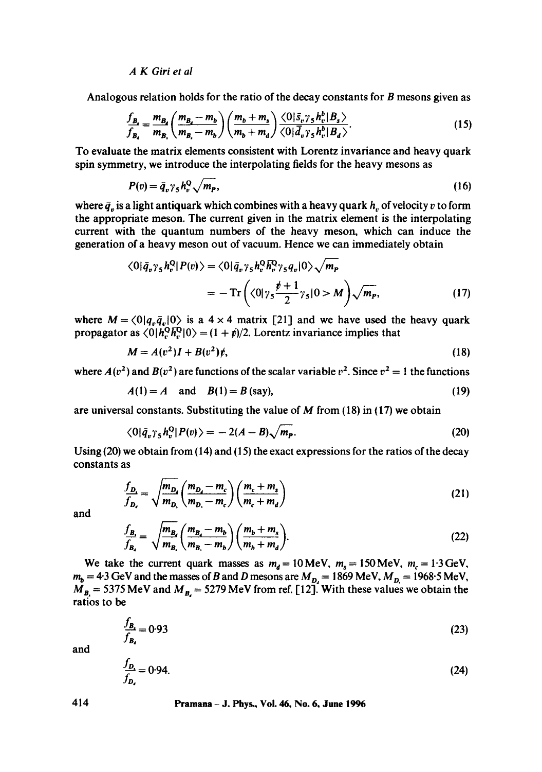Analogous relation holds for the ratio of the decay constants for $B$ mesons given as

$$\frac{f_{B_s}}{f_{B_d}} = \frac{m_{B_d}}{m_{B_s}}\left(\frac{m_{B_s}-m_b}{m_{B_s}-m_b}\right)\left(\frac{m_b+m_s}{m_b+m_d}\right)\frac{\langle 0|\bar{s}_v\gamma_5 h_v^b|B_s\rangle}{\langle 0|\bar{d}_v\gamma_5 h_v^b|B_d\rangle}. \tag{15}$$

To evaluate the matrix elements consistent with Lorentz invariance and heavy quark spin symmetry, we introduce the interpolating fields for the heavy mesons as

$$P(v) = \bar{q}_v\gamma_5 h_v^Q\sqrt{m_P}, \tag{16}$$

where $\bar{q}_v$ is a light antiquark which combines with a heavy quark $h_v$ of velocity $v$ to form the appropriate meson. The current given in the matrix element is the interpolating current with the quantum numbers of the heavy meson, which can induce the generation of a heavy meson out of vacuum. Hence we can immediately obtain

$$\begin{aligned}\langle 0|\bar{q}_v\gamma_5 h_v^Q|P(v)\rangle &= \langle 0|\bar{q}_v\gamma_5 h_v^Q\bar{h}_v^Q\gamma_5 q_v|0\rangle\sqrt{m_P}\\ &= -\mathrm{Tr}\left(\langle 0|\gamma_5\frac{\not{v}+1}{2}\gamma_5|0> M\right)\sqrt{m_P},\end{aligned} \tag{17}$$

where $M = \langle 0|q_v\bar{q}_v|0\rangle$ is a $4\times 4$ matrix [21] and we have used the heavy quark propagator as $\langle 0|h_v^Q\bar{h}_v^Q|0\rangle = (1+\not{v})/2$. Lorentz invariance implies that

$$M = A(v^2)I + B(v^2)\not{v}, \tag{18}$$

where $A(v^2)$ and $B(v^2)$ are functions of the scalar variable $v^2$. Since $v^2 = 1$ the functions

$$A(1) = A \quad \text{and} \quad B(1) = B\,(\text{say}), \tag{19}$$

are universal constants. Substituting the value of $M$ from (18) in (17) we obtain

$$\langle 0|\bar{q}_v\gamma_5 h_v^Q|P(v)\rangle = -2(A-B)\sqrt{m_P}. \tag{20}$$

Using (20) we obtain from (14) and (15) the exact expressions for the ratios of the decay constants as

$$\frac{f_{D_s}}{f_{D_d}} = \sqrt{\frac{m_{D_d}}{m_{D_s}}}\left(\frac{m_{D_d}-m_c}{m_{D_s}-m_c}\right)\left(\frac{m_c+m_s}{m_c+m_d}\right) \tag{21}$$

and

$$\frac{f_{B_s}}{f_{B_d}} = \sqrt{\frac{m_{B_d}}{m_{B_s}}}\left(\frac{m_{B_d}-m_b}{m_{B_s}-m_b}\right)\left(\frac{m_b+m_s}{m_b+m_d}\right). \tag{22}$$

We take the current quark masses as $m_d = 10\,\text{MeV}$, $m_s = 150\,\text{MeV}$, $m_c = 1{\cdot}3\,\text{GeV}$, $m_b = 4{\cdot}3\,\text{GeV}$ and the masses of $B$ and $D$ mesons are $M_{D_d} = 1869\,\text{MeV}$, $M_{D_s} = 1968{\cdot}5\,\text{MeV}$, $M_{B_s} = 5375\,\text{MeV}$ and $M_{B_d} = 5279\,\text{MeV}$ from ref. [12]. With these values we obtain the ratios to be

$$\frac{f_{B_s}}{f_{B_d}} = 0{\cdot}93 \tag{23}$$

and

$$\frac{f_{D_s}}{f_{D_d}} = 0{\cdot}94. \tag{24}$$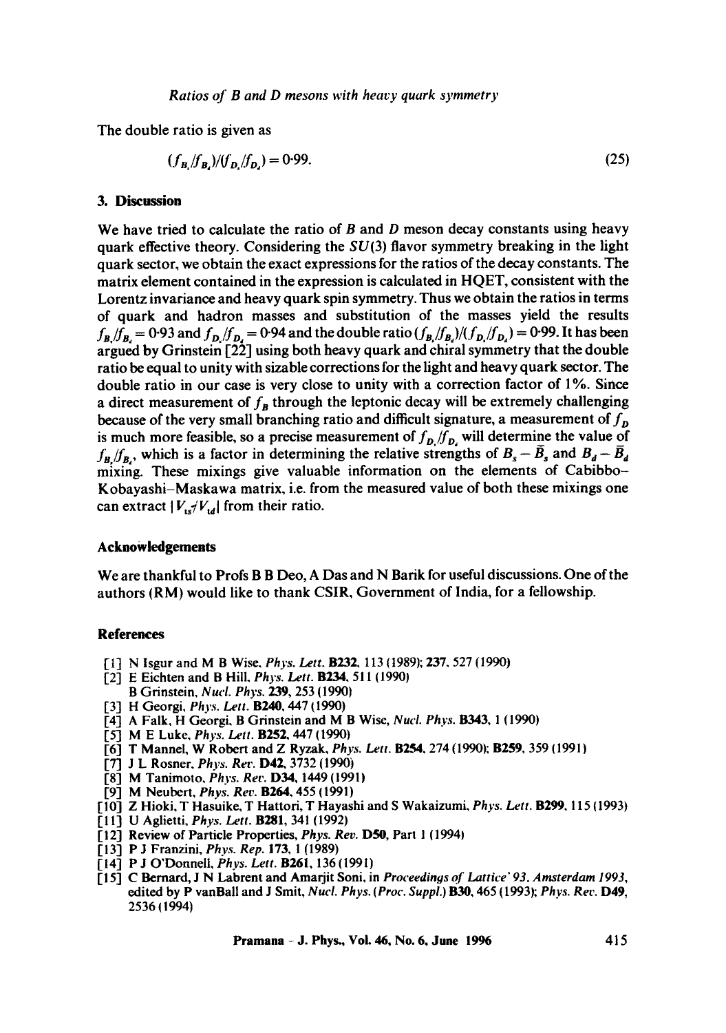The double ratio is given as

$$(f_{B_s}/f_{B_d})/(f_{D_s}/f_{D_d}) = 0{\cdot}99. \tag{25}$$

## 3. Discussion

We have tried to calculate the ratio of $B$ and $D$ meson decay constants using heavy quark effective theory. Considering the $SU(3)$ flavor symmetry breaking in the light quark sector, we obtain the exact expressions for the ratios of the decay constants. The matrix element contained in the expression is calculated in HQET, consistent with the Lorentz invariance and heavy quark spin symmetry. Thus we obtain the ratios in terms of quark and hadron masses and substitution of the masses yield the results $f_{B_s}/f_{B_d} = 0{\cdot}93$ and $f_{D_s}/f_{D_d} = 0{\cdot}94$ and the double ratio $(f_{B_s}/f_{B_d})/(f_{D_s}/f_{D_d}) = 0{\cdot}99$. It has been argued by Grinstein [22] using both heavy quark and chiral symmetry that the double ratio be equal to unity with sizable corrections for the light and heavy quark sector. The double ratio in our case is very close to unity with a correction factor of 1%. Since a direct measurement of $f_B$ through the leptonic decay will be extremely challenging because of the very small branching ratio and difficult signature, a measurement of $f_D$ is much more feasible, so a precise measurement of $f_{D_s}/f_{D_d}$ will determine the value of $f_{B_s}/f_{B_d}$, which is a factor in determining the relative strengths of $B_s - \bar{B}_s$ and $B_d - \bar{B}_d$ mixing. These mixings give valuable information on the elements of Cabibbo–Kobayashi–Maskawa matrix, i.e. from the measured value of both these mixings one can extract $|V_{ts}/V_{td}|$ from their ratio.

### Acknowledgements

We are thankful to Profs B B Deo, A Das and N Barik for useful discussions. One of the authors (RM) would like to thank CSIR, Government of India, for a fellowship.

### References

[1] N Isgur and M B Wise, *Phys. Lett.* **B232**, 113 (1989); **237**, 527 (1990)
[2] E Eichten and B Hill, *Phys. Lett.* **B234**, 511 (1990)
B Grinstein, *Nucl. Phys.* **239**, 253 (1990)
[3] H Georgi, *Phys. Lett.* **B240**, 447 (1990)
[4] A Falk, H Georgi, B Grinstein and M B Wise, *Nucl. Phys.* **B343**, 1 (1990)
[5] M E Luke, *Phys. Lett.* **B252**, 447 (1990)
[6] T Mannel, W Robert and Z Ryzak, *Phys. Lett.* **B254**, 274 (1990); **B259**, 359 (1991)
[7] J L Rosner, *Phys. Rev.* **D42**, 3732 (1990)
[8] M Tanimoto, *Phys. Rev.* **D34**, 1449 (1991)
[9] M Neubert, *Phys. Rev.* **B264**, 455 (1991)
[10] Z Hioki, T Hasuike, T Hattori, T Hayashi and S Wakaizumi, *Phys. Lett.* **B299**, 115 (1993)
[11] U Aglietti, *Phys. Lett.* **B281**, 341 (1992)
[12] Review of Particle Properties, *Phys. Rev.* **D50**, Part 1 (1994)
[13] P J Franzini, *Phys. Rep.* **173**, 1 (1989)
[14] P J O'Donnell, *Phys. Lett.* **B261**, 136 (1991)
[15] C Bernard, J N Labrent and Amarjit Soni, in *Proceedings of Lattice' 93, Amsterdam 1993*, edited by P vanBall and J Smit, *Nucl. Phys. (Proc. Suppl.)* **B30**, 465 (1993); *Phys. Rev.* **D49**, 2536 (1994)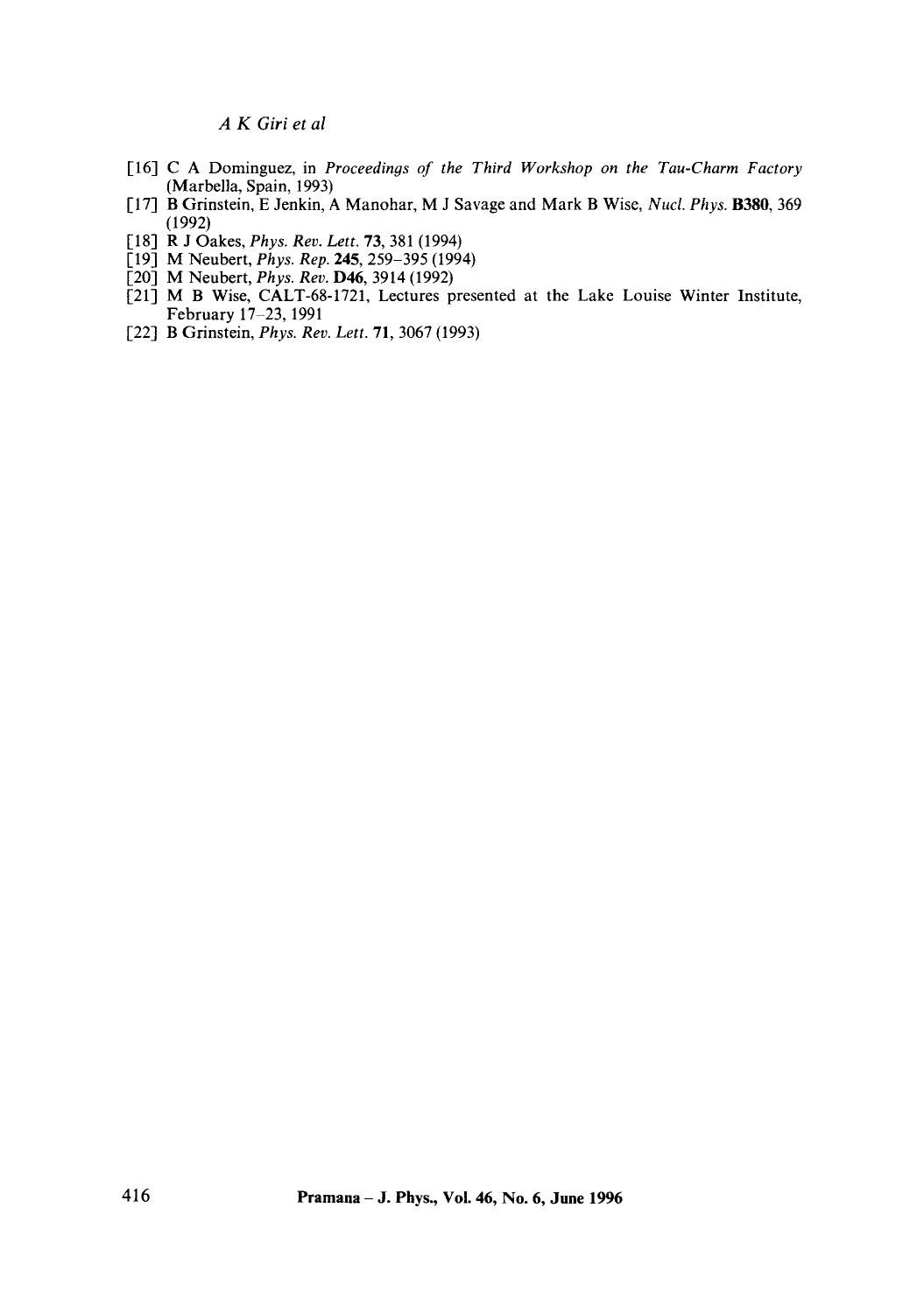[16] C A Dominguez, in *Proceedings of the Third Workshop on the Tau-Charm Factory* (Marbella, Spain, 1993)

[17] B Grinstein, E Jenkin, A Manohar, M J Savage and Mark B Wise, *Nucl. Phys.* **B380**, 369 (1992)

[18] R J Oakes, *Phys. Rev. Lett.* **73**, 381 (1994)

[19] M Neubert, *Phys. Rep.* **245**, 259–395 (1994)

[20] M Neubert, *Phys. Rev.* **D46**, 3914 (1992)

[21] M B Wise, CALT-68-1721, Lectures presented at the Lake Louise Winter Institute, February 17–23, 1991

[22] B Grinstein, *Phys. Rev. Lett.* **71**, 3067 (1993)